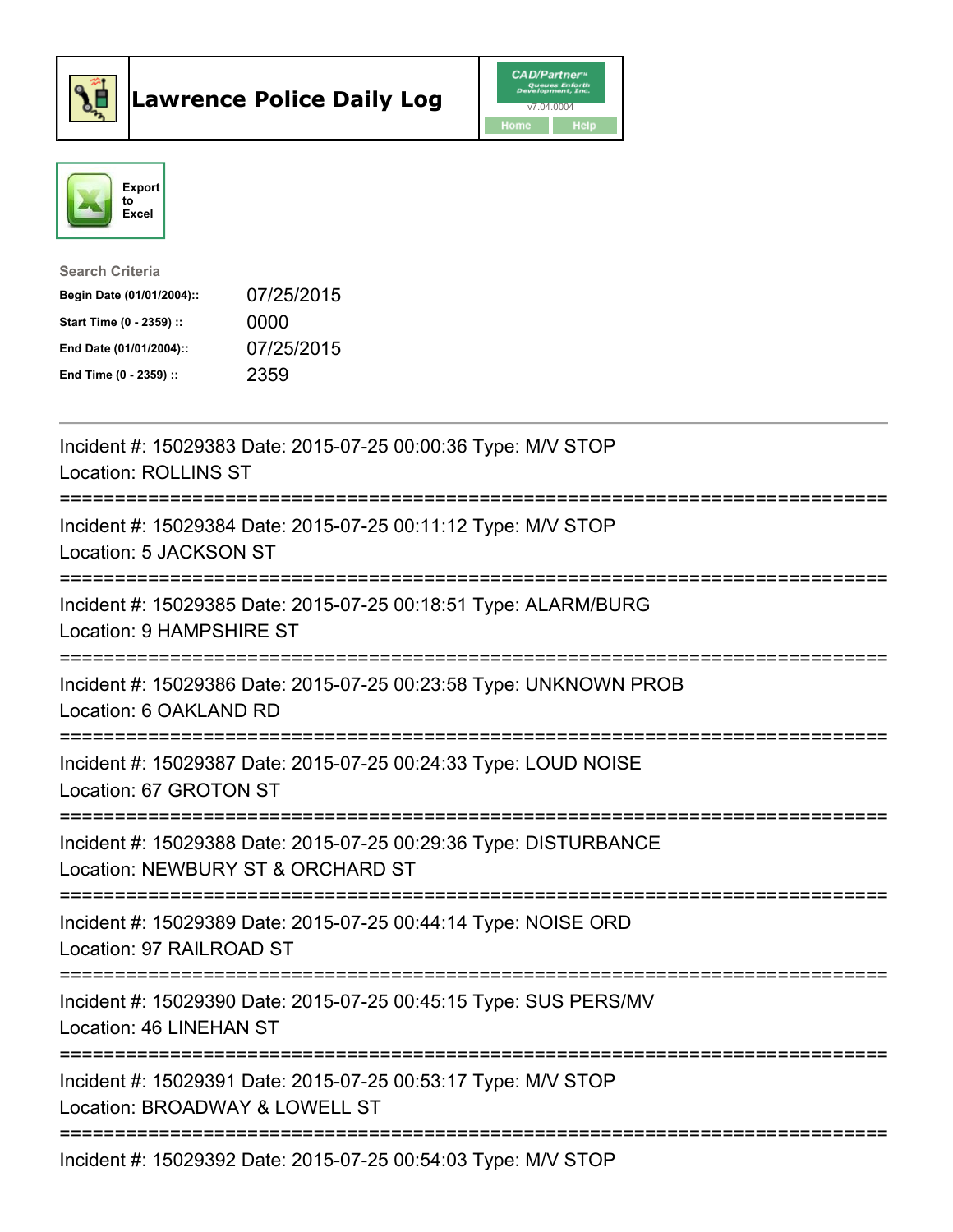# Lawrence Police Daily Log

CAD/Partner v7.04.0004

Home Help

Export to Excel

Search Criteria

| | |
|---|---|
| **Begin Date (01/01/2004)::** | 07/25/2015 |
| **Start Time (0 - 2359) ::** | 0000 |
| **End Date (01/01/2004)::** | 07/25/2015 |
| **End Time (0 - 2359) ::** | 2359 |

---

Incident #: 15029383 Date: 2015-07-25 00:00:36 Type: M/V STOP
Location: ROLLINS ST

===========================================================================

Incident #: 15029384 Date: 2015-07-25 00:11:12 Type: M/V STOP
Location: 5 JACKSON ST

===========================================================================

Incident #: 15029385 Date: 2015-07-25 00:18:51 Type: ALARM/BURG
Location: 9 HAMPSHIRE ST

===========================================================================

Incident #: 15029386 Date: 2015-07-25 00:23:58 Type: UNKNOWN PROB
Location: 6 OAKLAND RD

===========================================================================

Incident #: 15029387 Date: 2015-07-25 00:24:33 Type: LOUD NOISE
Location: 67 GROTON ST

===========================================================================

Incident #: 15029388 Date: 2015-07-25 00:29:36 Type: DISTURBANCE
Location: NEWBURY ST & ORCHARD ST

===========================================================================

Incident #: 15029389 Date: 2015-07-25 00:44:14 Type: NOISE ORD
Location: 97 RAILROAD ST

===========================================================================

Incident #: 15029390 Date: 2015-07-25 00:45:15 Type: SUS PERS/MV
Location: 46 LINEHAN ST

===========================================================================

Incident #: 15029391 Date: 2015-07-25 00:53:17 Type: M/V STOP
Location: BROADWAY & LOWELL ST

===========================================================================

Incident #: 15029392 Date: 2015-07-25 00:54:03 Type: M/V STOP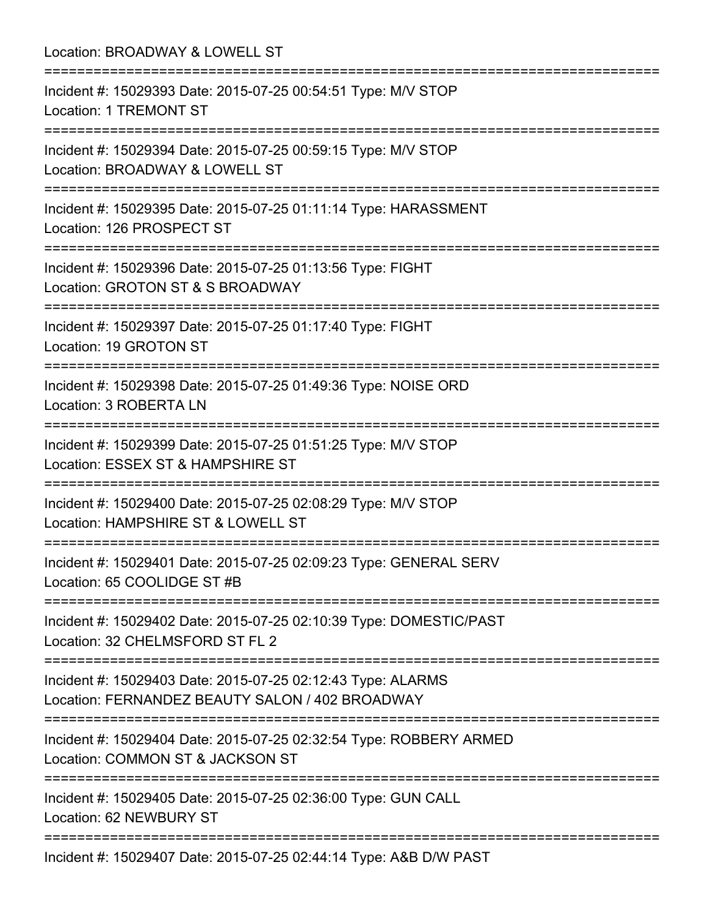Location: BROADWAY & LOWELL ST

===========================================================================

Incident #: 15029393 Date: 2015-07-25 00:54:51 Type: M/V STOP
Location: 1 TREMONT ST

===========================================================================

Incident #: 15029394 Date: 2015-07-25 00:59:15 Type: M/V STOP
Location: BROADWAY & LOWELL ST

===========================================================================

Incident #: 15029395 Date: 2015-07-25 01:11:14 Type: HARASSMENT
Location: 126 PROSPECT ST

===========================================================================

Incident #: 15029396 Date: 2015-07-25 01:13:56 Type: FIGHT
Location: GROTON ST & S BROADWAY

===========================================================================

Incident #: 15029397 Date: 2015-07-25 01:17:40 Type: FIGHT
Location: 19 GROTON ST

===========================================================================

Incident #: 15029398 Date: 2015-07-25 01:49:36 Type: NOISE ORD
Location: 3 ROBERTA LN

===========================================================================

Incident #: 15029399 Date: 2015-07-25 01:51:25 Type: M/V STOP
Location: ESSEX ST & HAMPSHIRE ST

===========================================================================

Incident #: 15029400 Date: 2015-07-25 02:08:29 Type: M/V STOP
Location: HAMPSHIRE ST & LOWELL ST

===========================================================================

Incident #: 15029401 Date: 2015-07-25 02:09:23 Type: GENERAL SERV
Location: 65 COOLIDGE ST #B

===========================================================================

Incident #: 15029402 Date: 2015-07-25 02:10:39 Type: DOMESTIC/PAST
Location: 32 CHELMSFORD ST FL 2

===========================================================================

Incident #: 15029403 Date: 2015-07-25 02:12:43 Type: ALARMS
Location: FERNANDEZ BEAUTY SALON / 402 BROADWAY

===========================================================================

Incident #: 15029404 Date: 2015-07-25 02:32:54 Type: ROBBERY ARMED
Location: COMMON ST & JACKSON ST

===========================================================================

Incident #: 15029405 Date: 2015-07-25 02:36:00 Type: GUN CALL
Location: 62 NEWBURY ST

===========================================================================

Incident #: 15029407 Date: 2015-07-25 02:44:14 Type: A&B D/W PAST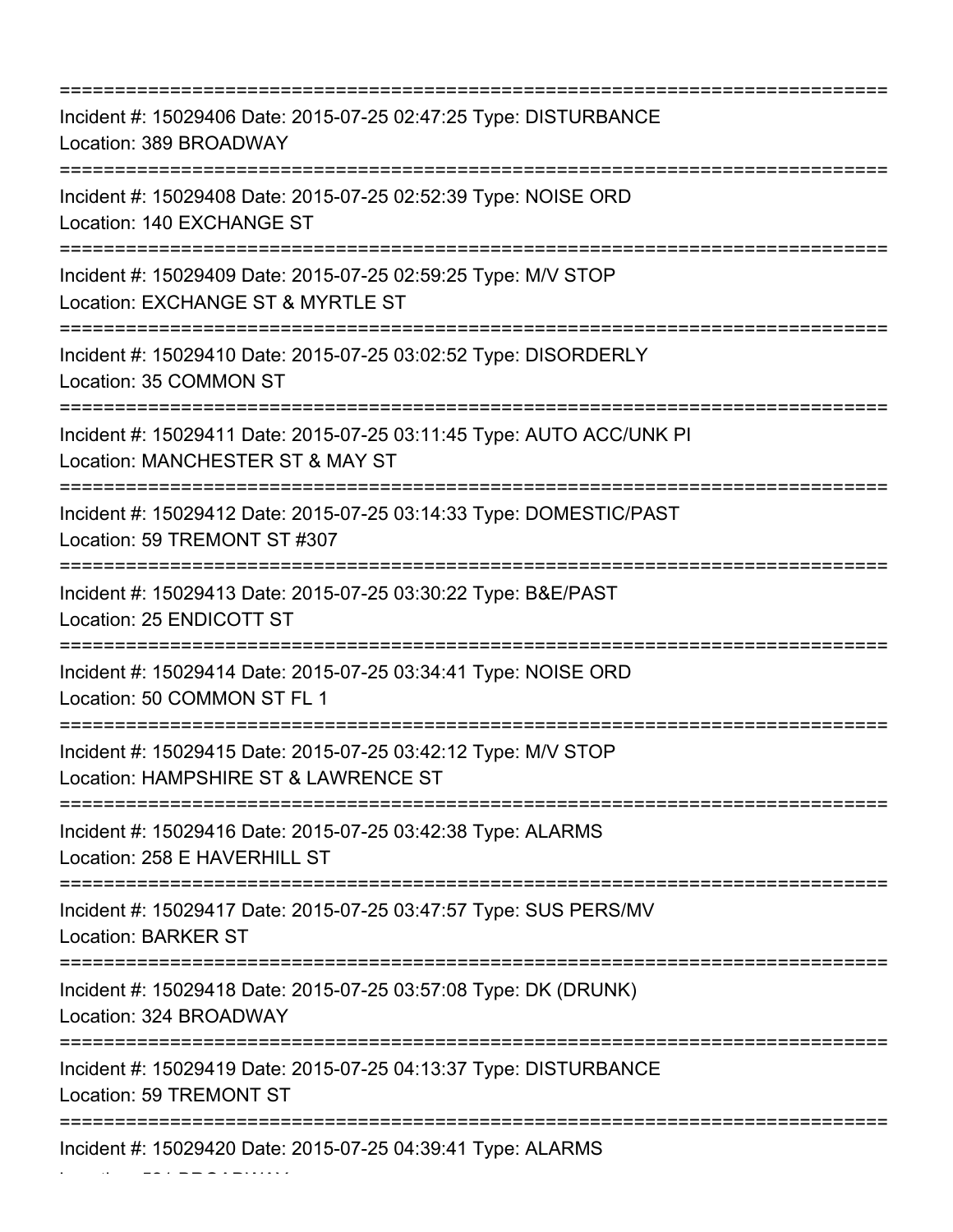===========================================================================
Incident #: 15029406 Date: 2015-07-25 02:47:25 Type: DISTURBANCE
Location: 389 BROADWAY
===========================================================================
Incident #: 15029408 Date: 2015-07-25 02:52:39 Type: NOISE ORD
Location: 140 EXCHANGE ST
===========================================================================
Incident #: 15029409 Date: 2015-07-25 02:59:25 Type: M/V STOP
Location: EXCHANGE ST & MYRTLE ST
===========================================================================
Incident #: 15029410 Date: 2015-07-25 03:02:52 Type: DISORDERLY
Location: 35 COMMON ST
===========================================================================
Incident #: 15029411 Date: 2015-07-25 03:11:45 Type: AUTO ACC/UNK PI
Location: MANCHESTER ST & MAY ST
===========================================================================
Incident #: 15029412 Date: 2015-07-25 03:14:33 Type: DOMESTIC/PAST
Location: 59 TREMONT ST #307
===========================================================================
Incident #: 15029413 Date: 2015-07-25 03:30:22 Type: B&E/PAST
Location: 25 ENDICOTT ST
===========================================================================
Incident #: 15029414 Date: 2015-07-25 03:34:41 Type: NOISE ORD
Location: 50 COMMON ST FL 1
===========================================================================
Incident #: 15029415 Date: 2015-07-25 03:42:12 Type: M/V STOP
Location: HAMPSHIRE ST & LAWRENCE ST
===========================================================================
Incident #: 15029416 Date: 2015-07-25 03:42:38 Type: ALARMS
Location: 258 E HAVERHILL ST
===========================================================================
Incident #: 15029417 Date: 2015-07-25 03:47:57 Type: SUS PERS/MV
Location: BARKER ST
===========================================================================
Incident #: 15029418 Date: 2015-07-25 03:57:08 Type: DK (DRUNK)
Location: 324 BROADWAY
===========================================================================
Incident #: 15029419 Date: 2015-07-25 04:13:37 Type: DISTURBANCE
Location: 59 TREMONT ST
===========================================================================
Incident #: 15029420 Date: 2015-07-25 04:39:41 Type: ALARMS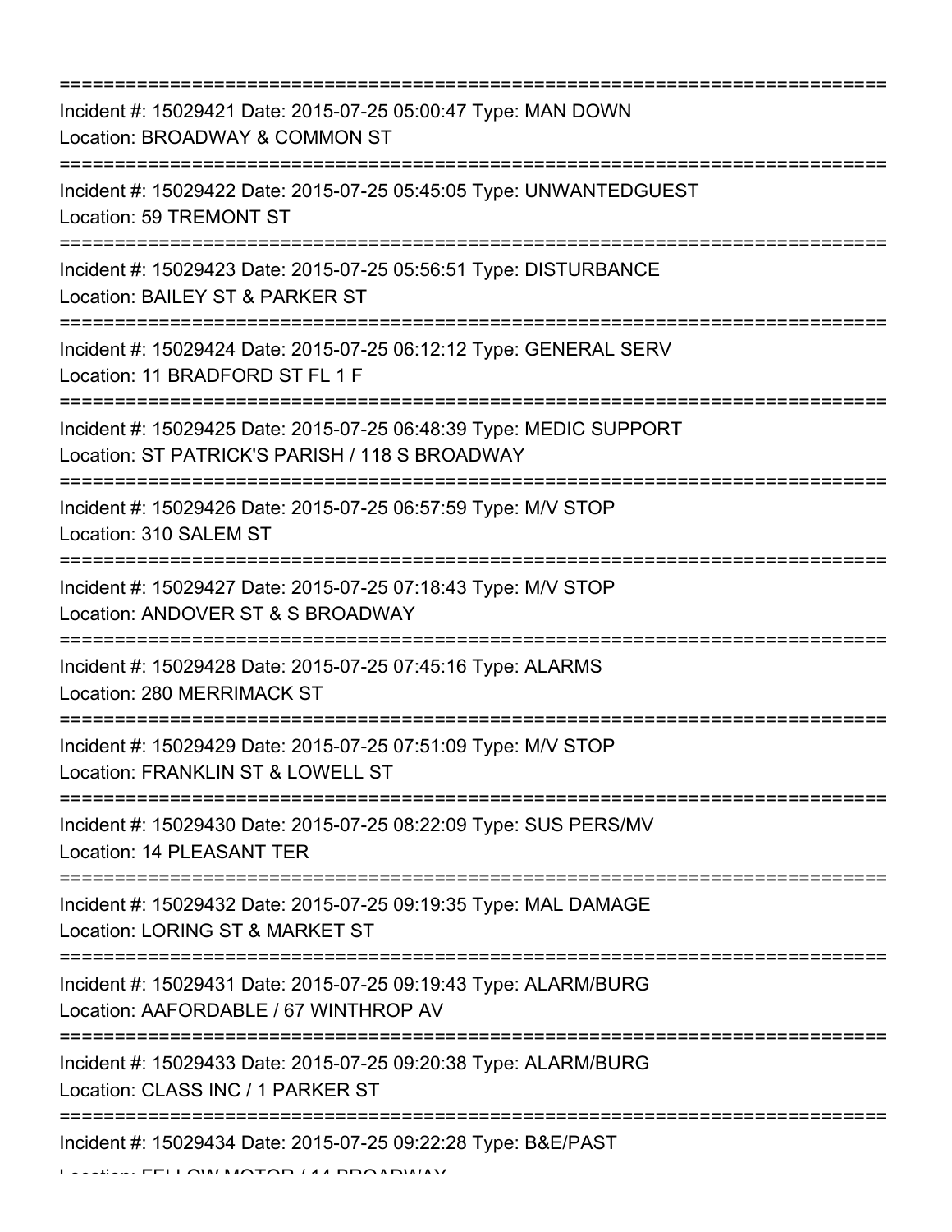===========================================================================

Incident #: 15029421 Date: 2015-07-25 05:00:47 Type: MAN DOWN
Location: BROADWAY & COMMON ST

===========================================================================

Incident #: 15029422 Date: 2015-07-25 05:45:05 Type: UNWANTEDGUEST
Location: 59 TREMONT ST

===========================================================================

Incident #: 15029423 Date: 2015-07-25 05:56:51 Type: DISTURBANCE
Location: BAILEY ST & PARKER ST

===========================================================================

Incident #: 15029424 Date: 2015-07-25 06:12:12 Type: GENERAL SERV
Location: 11 BRADFORD ST FL 1 F

===========================================================================

Incident #: 15029425 Date: 2015-07-25 06:48:39 Type: MEDIC SUPPORT
Location: ST PATRICK'S PARISH / 118 S BROADWAY

===========================================================================

Incident #: 15029426 Date: 2015-07-25 06:57:59 Type: M/V STOP
Location: 310 SALEM ST

===========================================================================

Incident #: 15029427 Date: 2015-07-25 07:18:43 Type: M/V STOP
Location: ANDOVER ST & S BROADWAY

===========================================================================

Incident #: 15029428 Date: 2015-07-25 07:45:16 Type: ALARMS
Location: 280 MERRIMACK ST

===========================================================================

Incident #: 15029429 Date: 2015-07-25 07:51:09 Type: M/V STOP
Location: FRANKLIN ST & LOWELL ST

===========================================================================

Incident #: 15029430 Date: 2015-07-25 08:22:09 Type: SUS PERS/MV
Location: 14 PLEASANT TER

===========================================================================

Incident #: 15029432 Date: 2015-07-25 09:19:35 Type: MAL DAMAGE
Location: LORING ST & MARKET ST

===========================================================================

Incident #: 15029431 Date: 2015-07-25 09:19:43 Type: ALARM/BURG
Location: AAFORDABLE / 67 WINTHROP AV

===========================================================================

Incident #: 15029433 Date: 2015-07-25 09:20:38 Type: ALARM/BURG
Location: CLASS INC / 1 PARKER ST

===========================================================================

Incident #: 15029434 Date: 2015-07-25 09:22:28 Type: B&E/PAST
Location: FELLOW MOTOR / 14 BROADWAY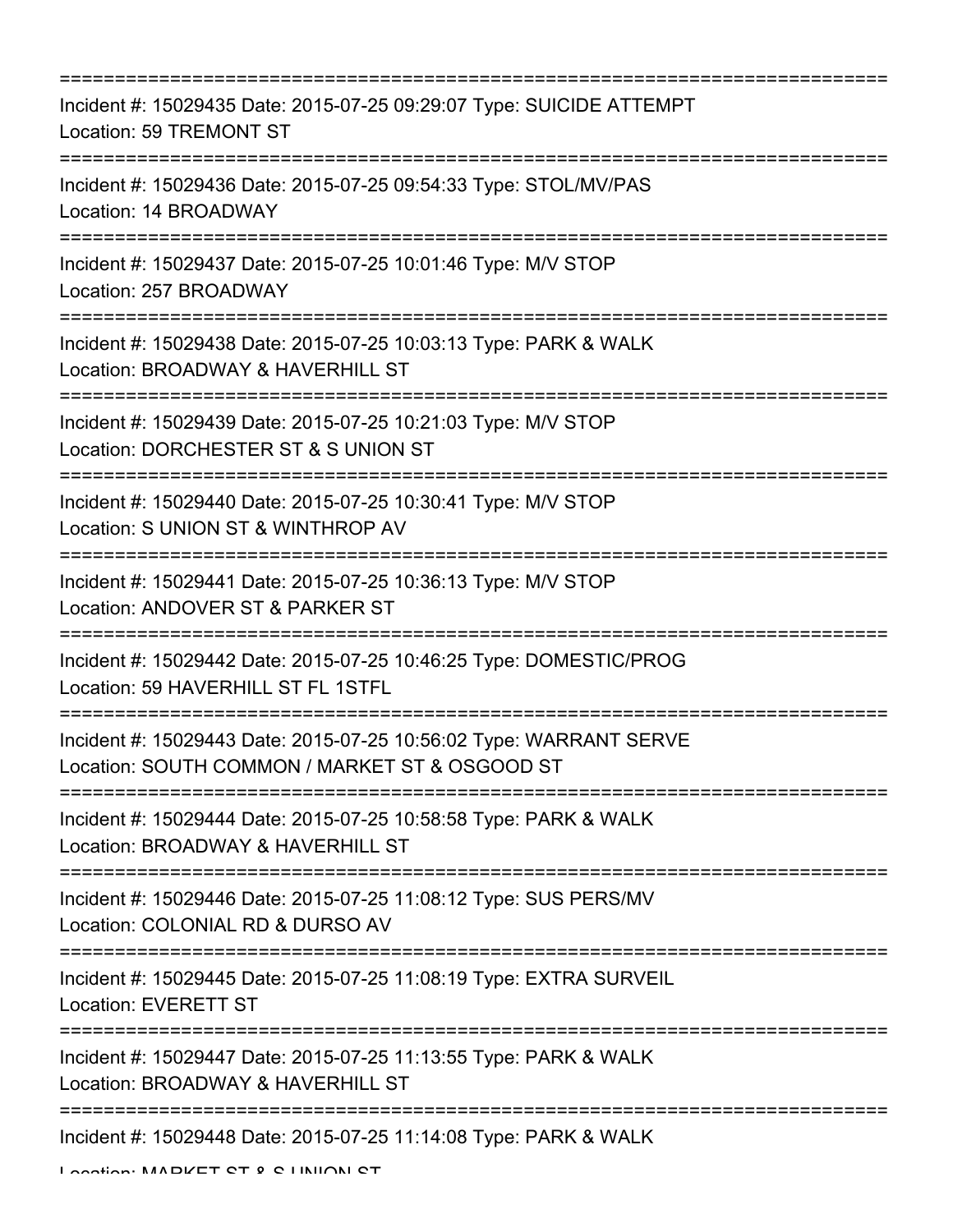===========================================================================

Incident #: 15029435 Date: 2015-07-25 09:29:07 Type: SUICIDE ATTEMPT
Location: 59 TREMONT ST

===========================================================================

Incident #: 15029436 Date: 2015-07-25 09:54:33 Type: STOL/MV/PAS
Location: 14 BROADWAY

===========================================================================

Incident #: 15029437 Date: 2015-07-25 10:01:46 Type: M/V STOP
Location: 257 BROADWAY

===========================================================================

Incident #: 15029438 Date: 2015-07-25 10:03:13 Type: PARK & WALK
Location: BROADWAY & HAVERHILL ST

===========================================================================

Incident #: 15029439 Date: 2015-07-25 10:21:03 Type: M/V STOP
Location: DORCHESTER ST & S UNION ST

===========================================================================

Incident #: 15029440 Date: 2015-07-25 10:30:41 Type: M/V STOP
Location: S UNION ST & WINTHROP AV

===========================================================================

Incident #: 15029441 Date: 2015-07-25 10:36:13 Type: M/V STOP
Location: ANDOVER ST & PARKER ST

===========================================================================

Incident #: 15029442 Date: 2015-07-25 10:46:25 Type: DOMESTIC/PROG
Location: 59 HAVERHILL ST FL 1STFL

===========================================================================

Incident #: 15029443 Date: 2015-07-25 10:56:02 Type: WARRANT SERVE
Location: SOUTH COMMON / MARKET ST & OSGOOD ST

===========================================================================

Incident #: 15029444 Date: 2015-07-25 10:58:58 Type: PARK & WALK
Location: BROADWAY & HAVERHILL ST

===========================================================================

Incident #: 15029446 Date: 2015-07-25 11:08:12 Type: SUS PERS/MV
Location: COLONIAL RD & DURSO AV

===========================================================================

Incident #: 15029445 Date: 2015-07-25 11:08:19 Type: EXTRA SURVEIL
Location: EVERETT ST

===========================================================================

Incident #: 15029447 Date: 2015-07-25 11:13:55 Type: PARK & WALK
Location: BROADWAY & HAVERHILL ST

===========================================================================

Incident #: 15029448 Date: 2015-07-25 11:14:08 Type: PARK & WALK
Location: MARKET ST & S UNION ST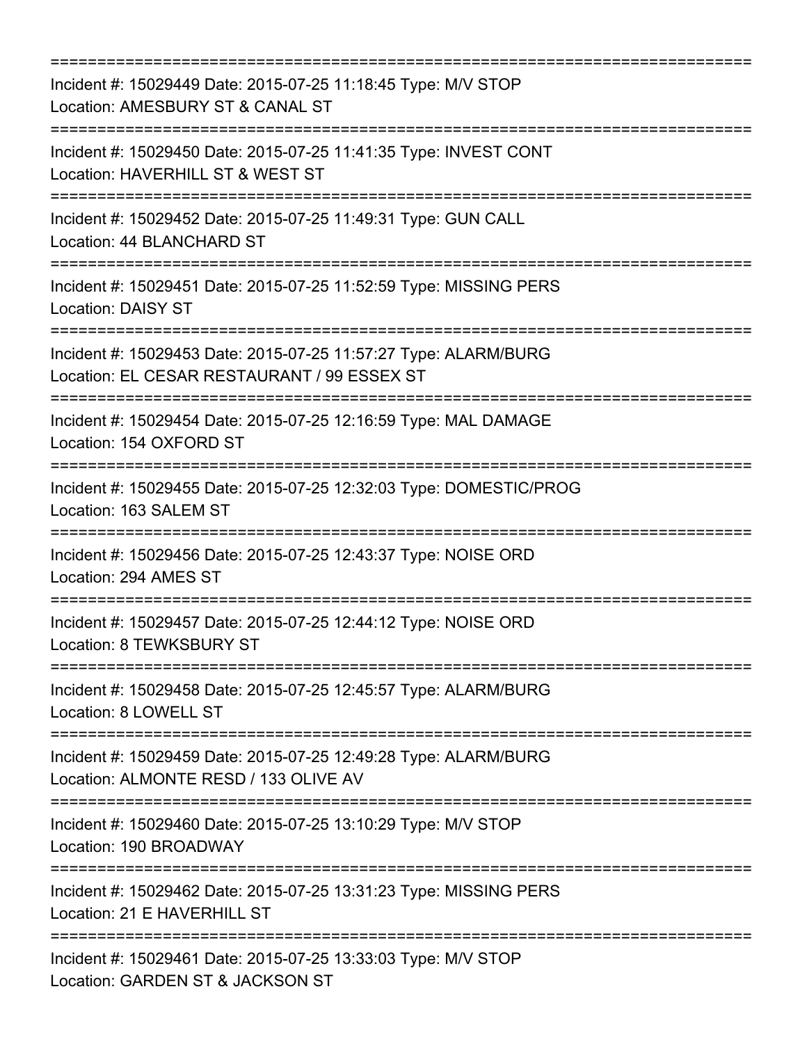===========================================================================

Incident #: 15029449 Date: 2015-07-25 11:18:45 Type: M/V STOP
Location: AMESBURY ST & CANAL ST

===========================================================================

Incident #: 15029450 Date: 2015-07-25 11:41:35 Type: INVEST CONT
Location: HAVERHILL ST & WEST ST

===========================================================================

Incident #: 15029452 Date: 2015-07-25 11:49:31 Type: GUN CALL
Location: 44 BLANCHARD ST

===========================================================================

Incident #: 15029451 Date: 2015-07-25 11:52:59 Type: MISSING PERS
Location: DAISY ST

===========================================================================

Incident #: 15029453 Date: 2015-07-25 11:57:27 Type: ALARM/BURG
Location: EL CESAR RESTAURANT / 99 ESSEX ST

===========================================================================

Incident #: 15029454 Date: 2015-07-25 12:16:59 Type: MAL DAMAGE
Location: 154 OXFORD ST

===========================================================================

Incident #: 15029455 Date: 2015-07-25 12:32:03 Type: DOMESTIC/PROG
Location: 163 SALEM ST

===========================================================================

Incident #: 15029456 Date: 2015-07-25 12:43:37 Type: NOISE ORD
Location: 294 AMES ST

===========================================================================

Incident #: 15029457 Date: 2015-07-25 12:44:12 Type: NOISE ORD
Location: 8 TEWKSBURY ST

===========================================================================

Incident #: 15029458 Date: 2015-07-25 12:45:57 Type: ALARM/BURG
Location: 8 LOWELL ST

===========================================================================

Incident #: 15029459 Date: 2015-07-25 12:49:28 Type: ALARM/BURG
Location: ALMONTE RESD / 133 OLIVE AV

===========================================================================

Incident #: 15029460 Date: 2015-07-25 13:10:29 Type: M/V STOP
Location: 190 BROADWAY

===========================================================================

Incident #: 15029462 Date: 2015-07-25 13:31:23 Type: MISSING PERS
Location: 21 E HAVERHILL ST

===========================================================================

Incident #: 15029461 Date: 2015-07-25 13:33:03 Type: M/V STOP
Location: GARDEN ST & JACKSON ST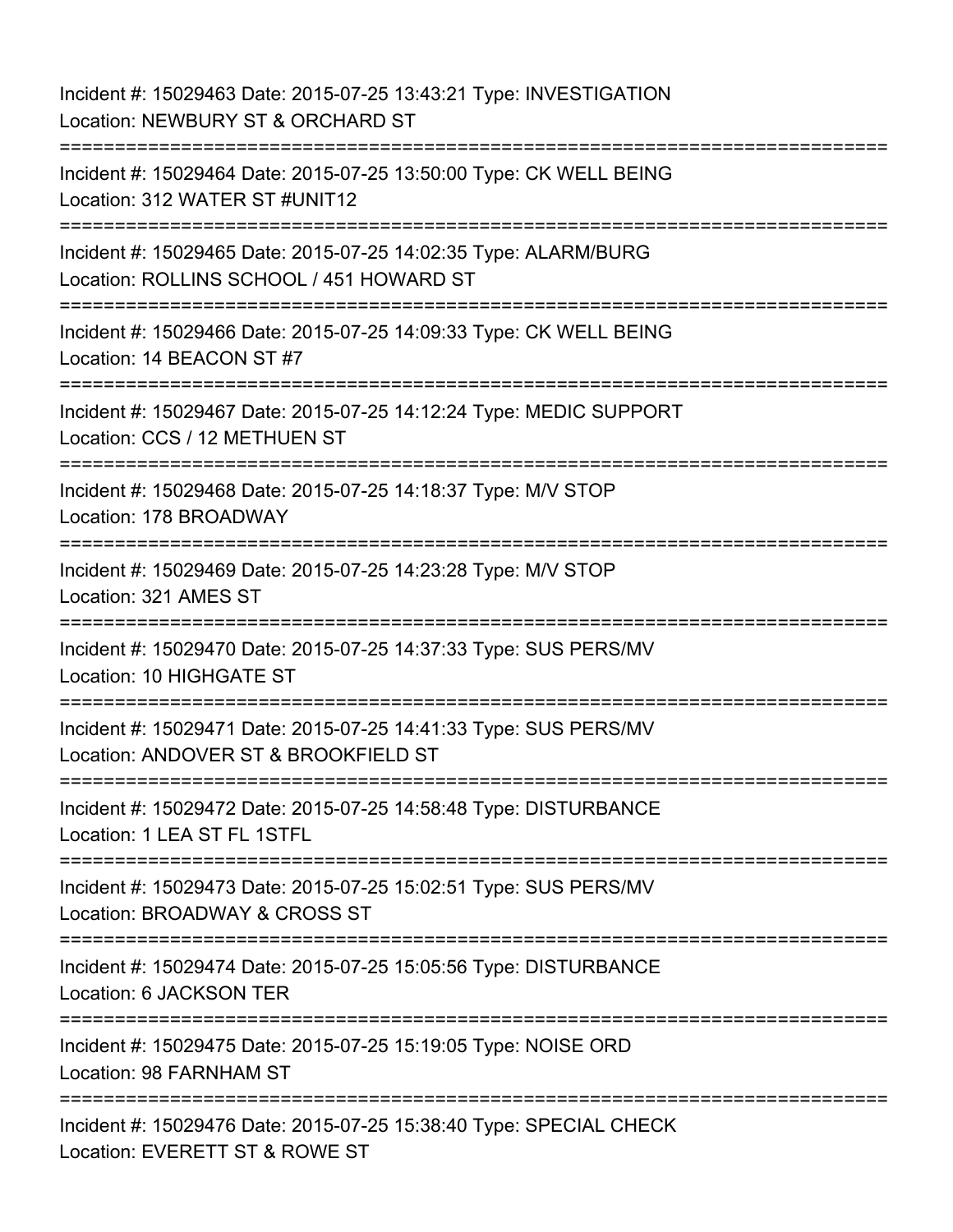Incident #: 15029463 Date: 2015-07-25 13:43:21 Type: INVESTIGATION
Location: NEWBURY ST & ORCHARD ST

===========================================================================

Incident #: 15029464 Date: 2015-07-25 13:50:00 Type: CK WELL BEING
Location: 312 WATER ST #UNIT12

===========================================================================

Incident #: 15029465 Date: 2015-07-25 14:02:35 Type: ALARM/BURG
Location: ROLLINS SCHOOL / 451 HOWARD ST

===========================================================================

Incident #: 15029466 Date: 2015-07-25 14:09:33 Type: CK WELL BEING
Location: 14 BEACON ST #7

===========================================================================

Incident #: 15029467 Date: 2015-07-25 14:12:24 Type: MEDIC SUPPORT
Location: CCS / 12 METHUEN ST

===========================================================================

Incident #: 15029468 Date: 2015-07-25 14:18:37 Type: M/V STOP
Location: 178 BROADWAY

===========================================================================

Incident #: 15029469 Date: 2015-07-25 14:23:28 Type: M/V STOP
Location: 321 AMES ST

===========================================================================

Incident #: 15029470 Date: 2015-07-25 14:37:33 Type: SUS PERS/MV
Location: 10 HIGHGATE ST

===========================================================================

Incident #: 15029471 Date: 2015-07-25 14:41:33 Type: SUS PERS/MV
Location: ANDOVER ST & BROOKFIELD ST

===========================================================================

Incident #: 15029472 Date: 2015-07-25 14:58:48 Type: DISTURBANCE
Location: 1 LEA ST FL 1STFL

===========================================================================

Incident #: 15029473 Date: 2015-07-25 15:02:51 Type: SUS PERS/MV
Location: BROADWAY & CROSS ST

===========================================================================

Incident #: 15029474 Date: 2015-07-25 15:05:56 Type: DISTURBANCE
Location: 6 JACKSON TER

===========================================================================

Incident #: 15029475 Date: 2015-07-25 15:19:05 Type: NOISE ORD
Location: 98 FARNHAM ST

===========================================================================

Incident #: 15029476 Date: 2015-07-25 15:38:40 Type: SPECIAL CHECK
Location: EVERETT ST & ROWE ST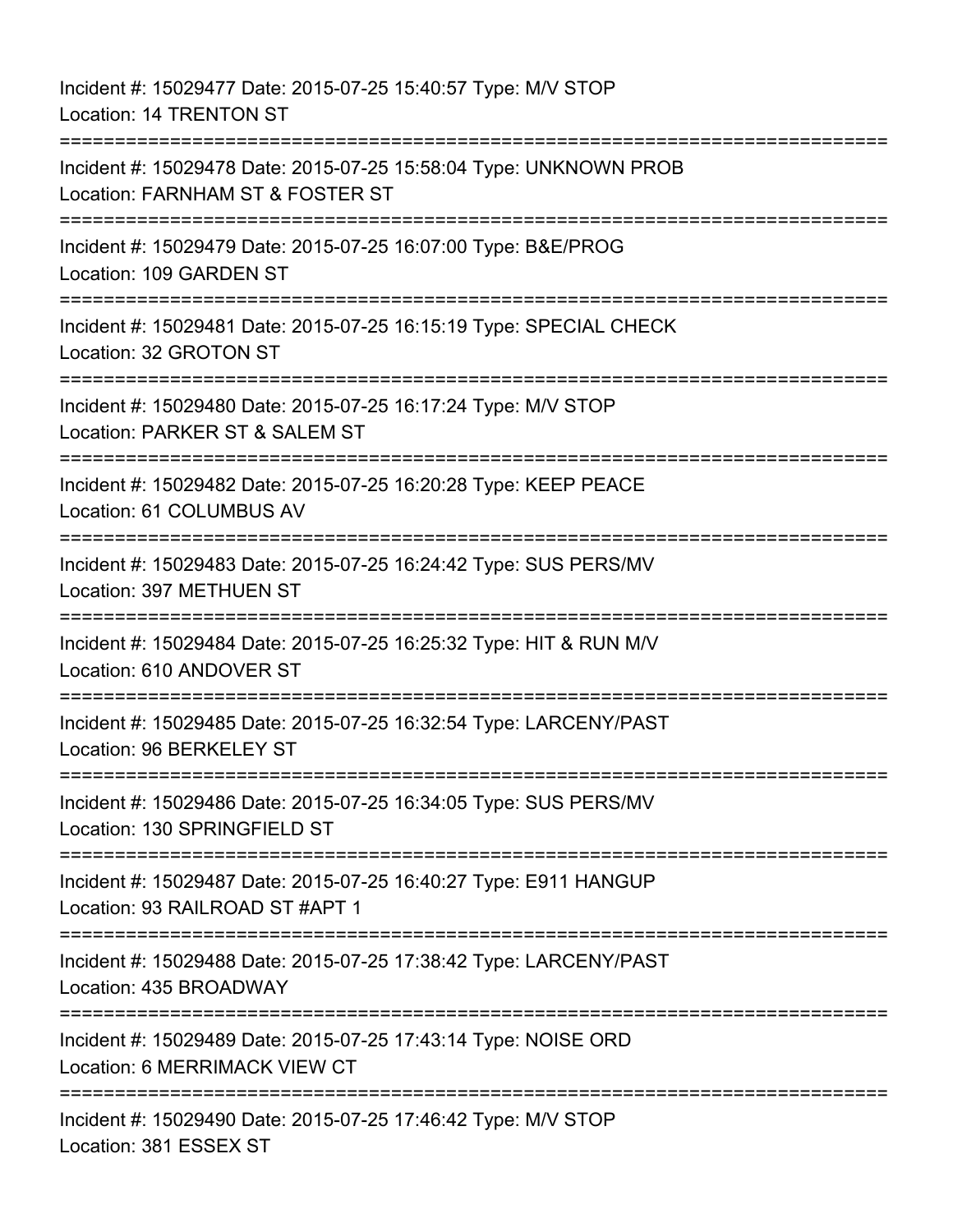Incident #: 15029477 Date: 2015-07-25 15:40:57 Type: M/V STOP
Location: 14 TRENTON ST

===========================================================================

Incident #: 15029478 Date: 2015-07-25 15:58:04 Type: UNKNOWN PROB
Location: FARNHAM ST & FOSTER ST

===========================================================================

Incident #: 15029479 Date: 2015-07-25 16:07:00 Type: B&E/PROG
Location: 109 GARDEN ST

===========================================================================

Incident #: 15029481 Date: 2015-07-25 16:15:19 Type: SPECIAL CHECK
Location: 32 GROTON ST

===========================================================================

Incident #: 15029480 Date: 2015-07-25 16:17:24 Type: M/V STOP
Location: PARKER ST & SALEM ST

===========================================================================

Incident #: 15029482 Date: 2015-07-25 16:20:28 Type: KEEP PEACE
Location: 61 COLUMBUS AV

===========================================================================

Incident #: 15029483 Date: 2015-07-25 16:24:42 Type: SUS PERS/MV
Location: 397 METHUEN ST

===========================================================================

Incident #: 15029484 Date: 2015-07-25 16:25:32 Type: HIT & RUN M/V
Location: 610 ANDOVER ST

===========================================================================

Incident #: 15029485 Date: 2015-07-25 16:32:54 Type: LARCENY/PAST
Location: 96 BERKELEY ST

===========================================================================

Incident #: 15029486 Date: 2015-07-25 16:34:05 Type: SUS PERS/MV
Location: 130 SPRINGFIELD ST

===========================================================================

Incident #: 15029487 Date: 2015-07-25 16:40:27 Type: E911 HANGUP
Location: 93 RAILROAD ST #APT 1

===========================================================================

Incident #: 15029488 Date: 2015-07-25 17:38:42 Type: LARCENY/PAST
Location: 435 BROADWAY

===========================================================================

Incident #: 15029489 Date: 2015-07-25 17:43:14 Type: NOISE ORD
Location: 6 MERRIMACK VIEW CT

===========================================================================

Incident #: 15029490 Date: 2015-07-25 17:46:42 Type: M/V STOP
Location: 381 ESSEX ST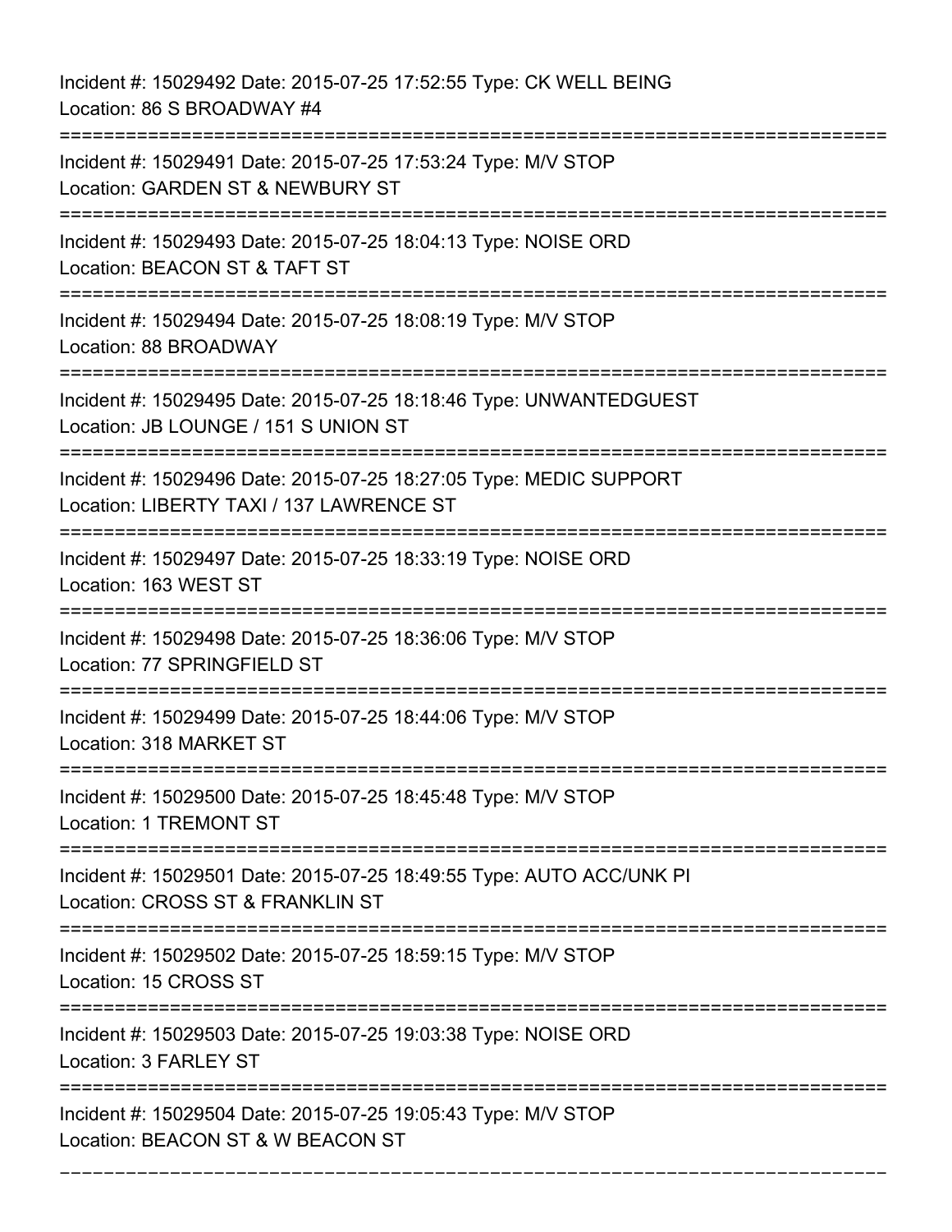Incident #: 15029492 Date: 2015-07-25 17:52:55 Type: CK WELL BEING
Location: 86 S BROADWAY #4

===========================================================================

Incident #: 15029491 Date: 2015-07-25 17:53:24 Type: M/V STOP
Location: GARDEN ST & NEWBURY ST

===========================================================================

Incident #: 15029493 Date: 2015-07-25 18:04:13 Type: NOISE ORD
Location: BEACON ST & TAFT ST

===========================================================================

Incident #: 15029494 Date: 2015-07-25 18:08:19 Type: M/V STOP
Location: 88 BROADWAY

===========================================================================

Incident #: 15029495 Date: 2015-07-25 18:18:46 Type: UNWANTEDGUEST
Location: JB LOUNGE / 151 S UNION ST

===========================================================================

Incident #: 15029496 Date: 2015-07-25 18:27:05 Type: MEDIC SUPPORT
Location: LIBERTY TAXI / 137 LAWRENCE ST

===========================================================================

Incident #: 15029497 Date: 2015-07-25 18:33:19 Type: NOISE ORD
Location: 163 WEST ST

===========================================================================

Incident #: 15029498 Date: 2015-07-25 18:36:06 Type: M/V STOP
Location: 77 SPRINGFIELD ST

===========================================================================

Incident #: 15029499 Date: 2015-07-25 18:44:06 Type: M/V STOP
Location: 318 MARKET ST

===========================================================================

Incident #: 15029500 Date: 2015-07-25 18:45:48 Type: M/V STOP
Location: 1 TREMONT ST

===========================================================================

Incident #: 15029501 Date: 2015-07-25 18:49:55 Type: AUTO ACC/UNK PI
Location: CROSS ST & FRANKLIN ST

===========================================================================

Incident #: 15029502 Date: 2015-07-25 18:59:15 Type: M/V STOP
Location: 15 CROSS ST

===========================================================================

Incident #: 15029503 Date: 2015-07-25 19:03:38 Type: NOISE ORD
Location: 3 FARLEY ST

===========================================================================

Incident #: 15029504 Date: 2015-07-25 19:05:43 Type: M/V STOP
Location: BEACON ST & W BEACON ST

===========================================================================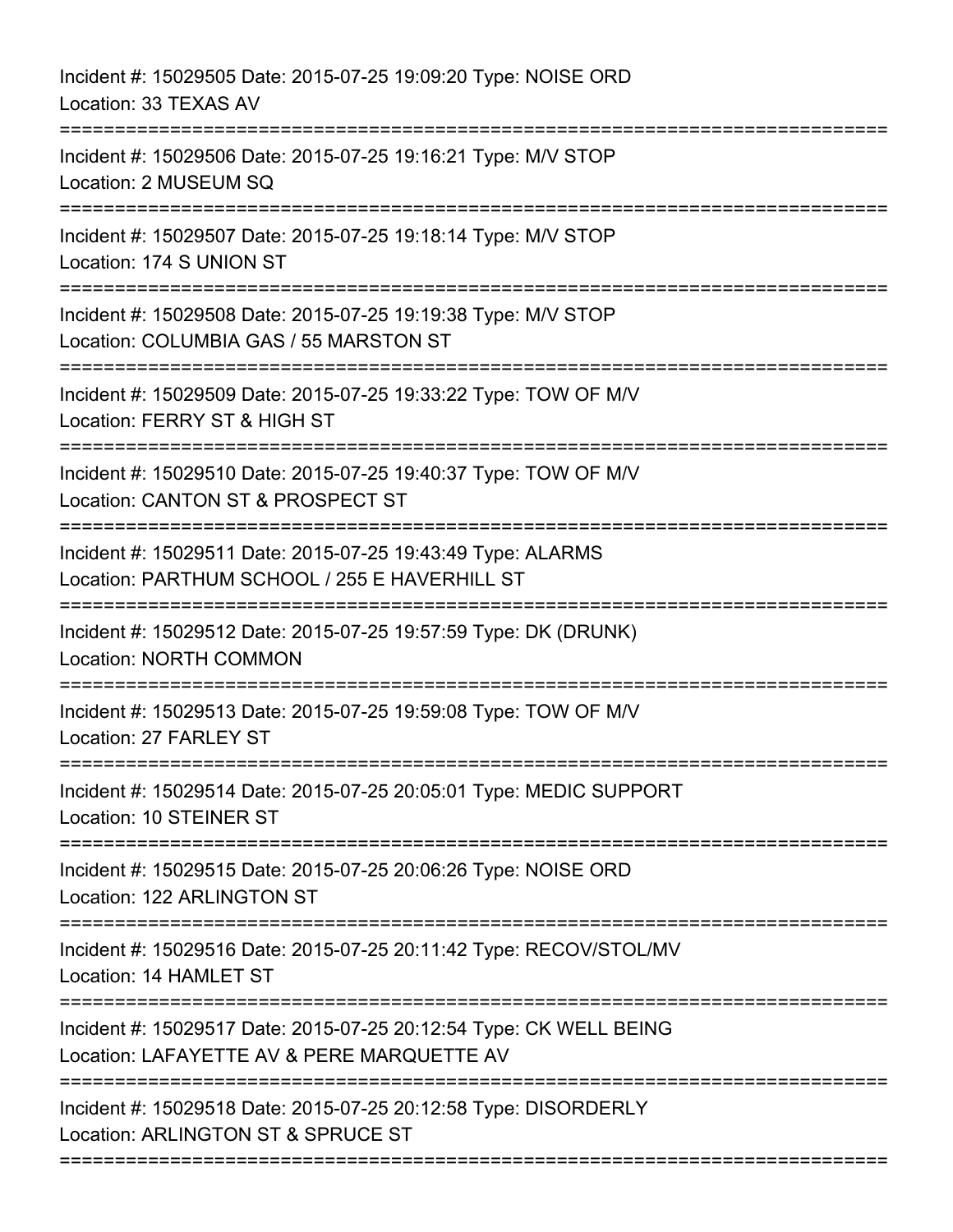Incident #: 15029505 Date: 2015-07-25 19:09:20 Type: NOISE ORD
Location: 33 TEXAS AV

===========================================================================

Incident #: 15029506 Date: 2015-07-25 19:16:21 Type: M/V STOP
Location: 2 MUSEUM SQ

===========================================================================

Incident #: 15029507 Date: 2015-07-25 19:18:14 Type: M/V STOP
Location: 174 S UNION ST

===========================================================================

Incident #: 15029508 Date: 2015-07-25 19:19:38 Type: M/V STOP
Location: COLUMBIA GAS / 55 MARSTON ST

===========================================================================

Incident #: 15029509 Date: 2015-07-25 19:33:22 Type: TOW OF M/V
Location: FERRY ST & HIGH ST

===========================================================================

Incident #: 15029510 Date: 2015-07-25 19:40:37 Type: TOW OF M/V
Location: CANTON ST & PROSPECT ST

===========================================================================

Incident #: 15029511 Date: 2015-07-25 19:43:49 Type: ALARMS
Location: PARTHUM SCHOOL / 255 E HAVERHILL ST

===========================================================================

Incident #: 15029512 Date: 2015-07-25 19:57:59 Type: DK (DRUNK)
Location: NORTH COMMON

===========================================================================

Incident #: 15029513 Date: 2015-07-25 19:59:08 Type: TOW OF M/V
Location: 27 FARLEY ST

===========================================================================

Incident #: 15029514 Date: 2015-07-25 20:05:01 Type: MEDIC SUPPORT
Location: 10 STEINER ST

===========================================================================

Incident #: 15029515 Date: 2015-07-25 20:06:26 Type: NOISE ORD
Location: 122 ARLINGTON ST

===========================================================================

Incident #: 15029516 Date: 2015-07-25 20:11:42 Type: RECOV/STOL/MV
Location: 14 HAMLET ST

===========================================================================

Incident #: 15029517 Date: 2015-07-25 20:12:54 Type: CK WELL BEING
Location: LAFAYETTE AV & PERE MARQUETTE AV

===========================================================================

Incident #: 15029518 Date: 2015-07-25 20:12:58 Type: DISORDERLY
Location: ARLINGTON ST & SPRUCE ST

===========================================================================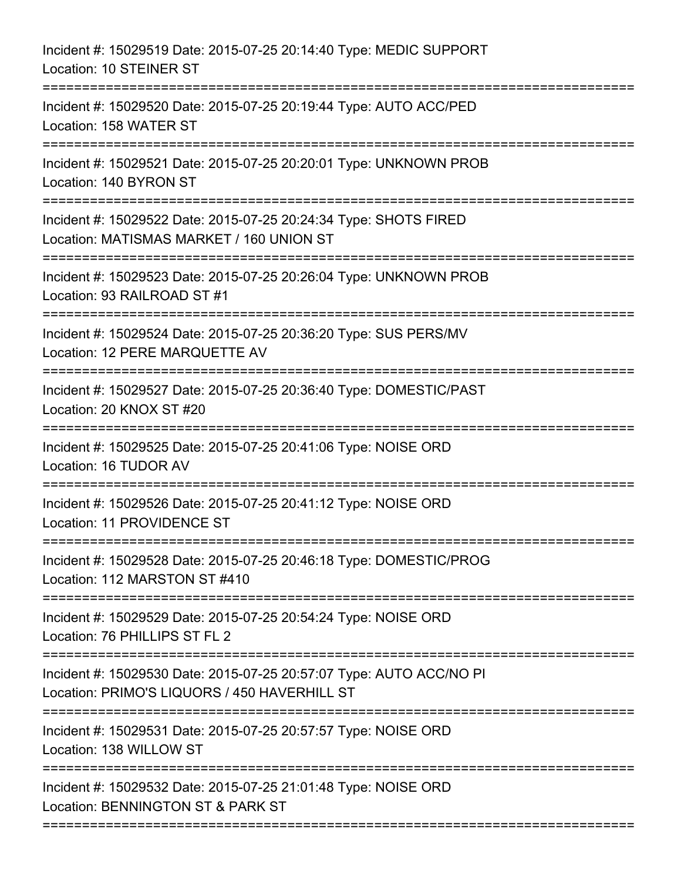Incident #: 15029519 Date: 2015-07-25 20:14:40 Type: MEDIC SUPPORT
Location: 10 STEINER ST

===========================================================================

Incident #: 15029520 Date: 2015-07-25 20:19:44 Type: AUTO ACC/PED
Location: 158 WATER ST

===========================================================================

Incident #: 15029521 Date: 2015-07-25 20:20:01 Type: UNKNOWN PROB
Location: 140 BYRON ST

===========================================================================

Incident #: 15029522 Date: 2015-07-25 20:24:34 Type: SHOTS FIRED
Location: MATISMAS MARKET / 160 UNION ST

===========================================================================

Incident #: 15029523 Date: 2015-07-25 20:26:04 Type: UNKNOWN PROB
Location: 93 RAILROAD ST #1

===========================================================================

Incident #: 15029524 Date: 2015-07-25 20:36:20 Type: SUS PERS/MV
Location: 12 PERE MARQUETTE AV

===========================================================================

Incident #: 15029527 Date: 2015-07-25 20:36:40 Type: DOMESTIC/PAST
Location: 20 KNOX ST #20

===========================================================================

Incident #: 15029525 Date: 2015-07-25 20:41:06 Type: NOISE ORD
Location: 16 TUDOR AV

===========================================================================

Incident #: 15029526 Date: 2015-07-25 20:41:12 Type: NOISE ORD
Location: 11 PROVIDENCE ST

===========================================================================

Incident #: 15029528 Date: 2015-07-25 20:46:18 Type: DOMESTIC/PROG
Location: 112 MARSTON ST #410

===========================================================================

Incident #: 15029529 Date: 2015-07-25 20:54:24 Type: NOISE ORD
Location: 76 PHILLIPS ST FL 2

===========================================================================

Incident #: 15029530 Date: 2015-07-25 20:57:07 Type: AUTO ACC/NO PI
Location: PRIMO'S LIQUORS / 450 HAVERHILL ST

===========================================================================

Incident #: 15029531 Date: 2015-07-25 20:57:57 Type: NOISE ORD
Location: 138 WILLOW ST

===========================================================================

Incident #: 15029532 Date: 2015-07-25 21:01:48 Type: NOISE ORD
Location: BENNINGTON ST & PARK ST

===========================================================================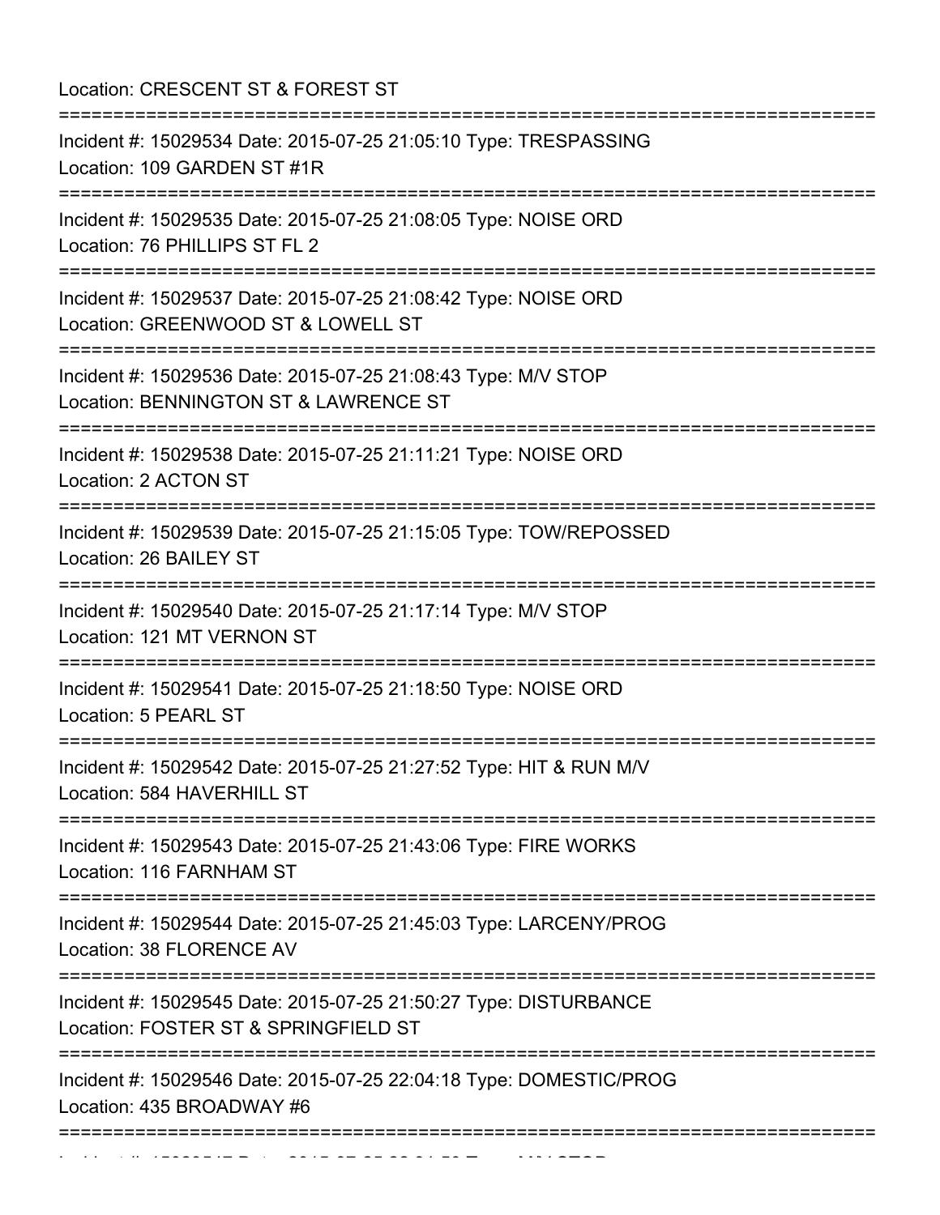Location: CRESCENT ST & FOREST ST

===========================================================================

Incident #: 15029534 Date: 2015-07-25 21:05:10 Type: TRESPASSING
Location: 109 GARDEN ST #1R

===========================================================================

Incident #: 15029535 Date: 2015-07-25 21:08:05 Type: NOISE ORD
Location: 76 PHILLIPS ST FL 2

===========================================================================

Incident #: 15029537 Date: 2015-07-25 21:08:42 Type: NOISE ORD
Location: GREENWOOD ST & LOWELL ST

===========================================================================

Incident #: 15029536 Date: 2015-07-25 21:08:43 Type: M/V STOP
Location: BENNINGTON ST & LAWRENCE ST

===========================================================================

Incident #: 15029538 Date: 2015-07-25 21:11:21 Type: NOISE ORD
Location: 2 ACTON ST

===========================================================================

Incident #: 15029539 Date: 2015-07-25 21:15:05 Type: TOW/REPOSSED
Location: 26 BAILEY ST

===========================================================================

Incident #: 15029540 Date: 2015-07-25 21:17:14 Type: M/V STOP
Location: 121 MT VERNON ST

===========================================================================

Incident #: 15029541 Date: 2015-07-25 21:18:50 Type: NOISE ORD
Location: 5 PEARL ST

===========================================================================

Incident #: 15029542 Date: 2015-07-25 21:27:52 Type: HIT & RUN M/V
Location: 584 HAVERHILL ST

===========================================================================

Incident #: 15029543 Date: 2015-07-25 21:43:06 Type: FIRE WORKS
Location: 116 FARNHAM ST

===========================================================================

Incident #: 15029544 Date: 2015-07-25 21:45:03 Type: LARCENY/PROG
Location: 38 FLORENCE AV

===========================================================================

Incident #: 15029545 Date: 2015-07-25 21:50:27 Type: DISTURBANCE
Location: FOSTER ST & SPRINGFIELD ST

===========================================================================

Incident #: 15029546 Date: 2015-07-25 22:04:18 Type: DOMESTIC/PROG
Location: 435 BROADWAY #6

===========================================================================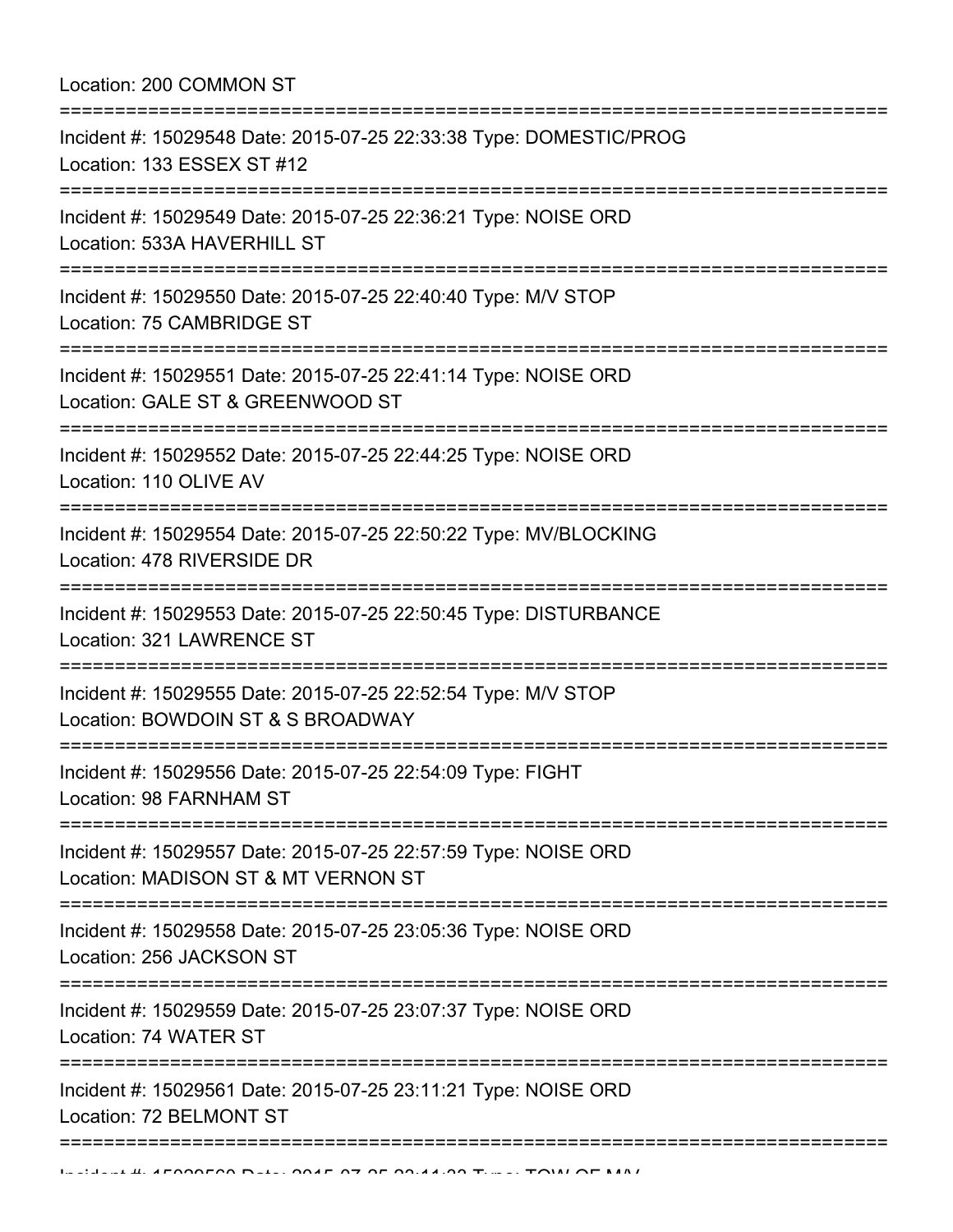Location: 200 COMMON ST

===========================================================================

Incident #: 15029548 Date: 2015-07-25 22:33:38 Type: DOMESTIC/PROG
Location: 133 ESSEX ST #12

===========================================================================

Incident #: 15029549 Date: 2015-07-25 22:36:21 Type: NOISE ORD
Location: 533A HAVERHILL ST

===========================================================================

Incident #: 15029550 Date: 2015-07-25 22:40:40 Type: M/V STOP
Location: 75 CAMBRIDGE ST

===========================================================================

Incident #: 15029551 Date: 2015-07-25 22:41:14 Type: NOISE ORD
Location: GALE ST & GREENWOOD ST

===========================================================================

Incident #: 15029552 Date: 2015-07-25 22:44:25 Type: NOISE ORD
Location: 110 OLIVE AV

===========================================================================

Incident #: 15029554 Date: 2015-07-25 22:50:22 Type: MV/BLOCKING
Location: 478 RIVERSIDE DR

===========================================================================

Incident #: 15029553 Date: 2015-07-25 22:50:45 Type: DISTURBANCE
Location: 321 LAWRENCE ST

===========================================================================

Incident #: 15029555 Date: 2015-07-25 22:52:54 Type: M/V STOP
Location: BOWDOIN ST & S BROADWAY

===========================================================================

Incident #: 15029556 Date: 2015-07-25 22:54:09 Type: FIGHT
Location: 98 FARNHAM ST

===========================================================================

Incident #: 15029557 Date: 2015-07-25 22:57:59 Type: NOISE ORD
Location: MADISON ST & MT VERNON ST

===========================================================================

Incident #: 15029558 Date: 2015-07-25 23:05:36 Type: NOISE ORD
Location: 256 JACKSON ST

===========================================================================

Incident #: 15029559 Date: 2015-07-25 23:07:37 Type: NOISE ORD
Location: 74 WATER ST

===========================================================================

Incident #: 15029561 Date: 2015-07-25 23:11:21 Type: NOISE ORD
Location: 72 BELMONT ST

===========================================================================

Incident #: 15029560 Date: 2015-07-25 23:11:33 Type: TOW OF M/V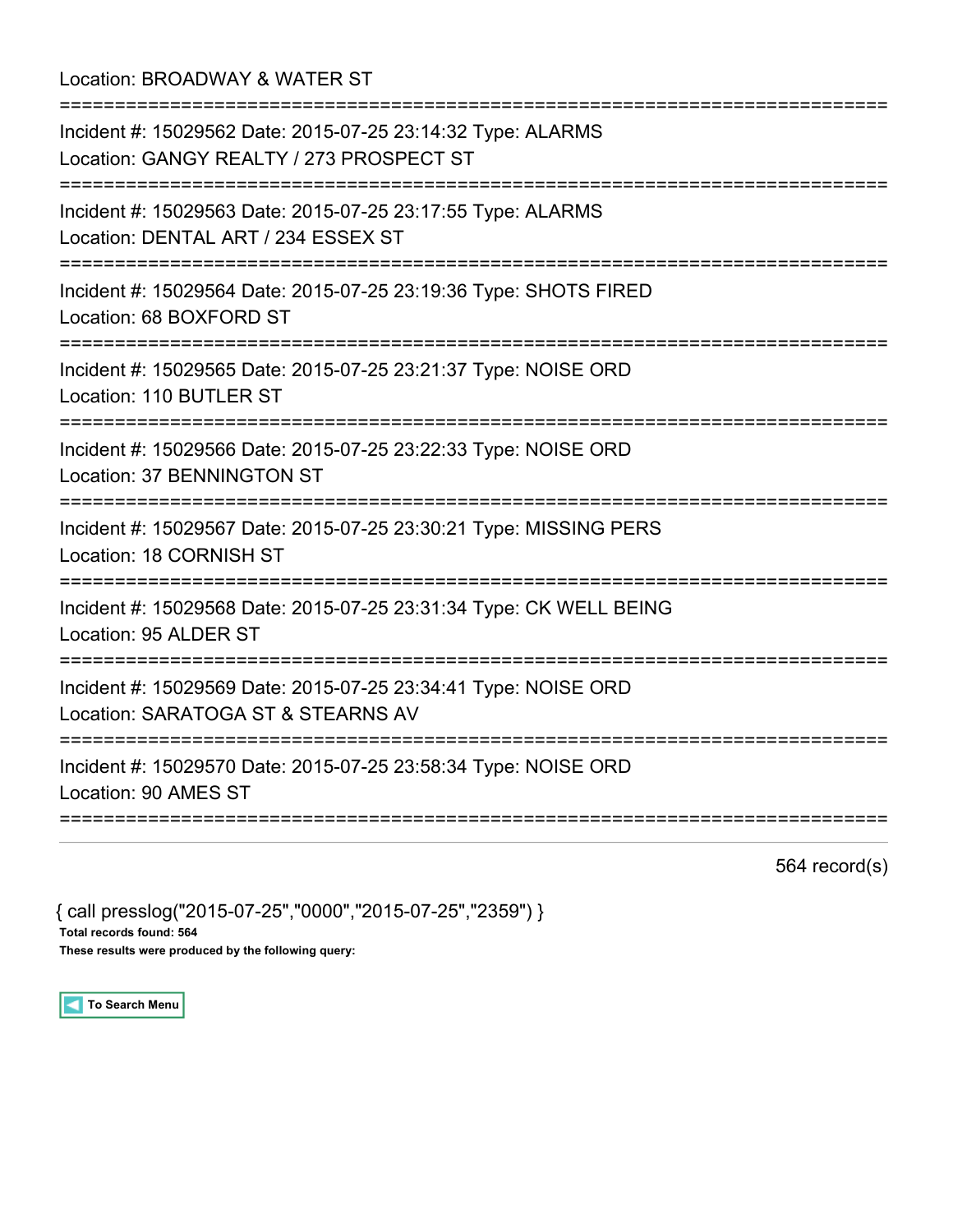Location: BROADWAY & WATER ST

===========================================================================

Incident #: 15029562 Date: 2015-07-25 23:14:32 Type: ALARMS

Location: GANGY REALTY / 273 PROSPECT ST

===========================================================================

Incident #: 15029563 Date: 2015-07-25 23:17:55 Type: ALARMS

Location: DENTAL ART / 234 ESSEX ST

===========================================================================

Incident #: 15029564 Date: 2015-07-25 23:19:36 Type: SHOTS FIRED

Location: 68 BOXFORD ST

===========================================================================

Incident #: 15029565 Date: 2015-07-25 23:21:37 Type: NOISE ORD

Location: 110 BUTLER ST

===========================================================================

Incident #: 15029566 Date: 2015-07-25 23:22:33 Type: NOISE ORD

Location: 37 BENNINGTON ST

===========================================================================

Incident #: 15029567 Date: 2015-07-25 23:30:21 Type: MISSING PERS

Location: 18 CORNISH ST

===========================================================================

Incident #: 15029568 Date: 2015-07-25 23:31:34 Type: CK WELL BEING

Location: 95 ALDER ST

===========================================================================

Incident #: 15029569 Date: 2015-07-25 23:34:41 Type: NOISE ORD

Location: SARATOGA ST & STEARNS AV

===========================================================================

Incident #: 15029570 Date: 2015-07-25 23:58:34 Type: NOISE ORD

Location: 90 AMES ST

===========================================================================

564 record(s)

{ call presslog("2015-07-25","0000","2015-07-25","2359") }

**Total records found: 564**

**These results were produced by the following query:**

To Search Menu